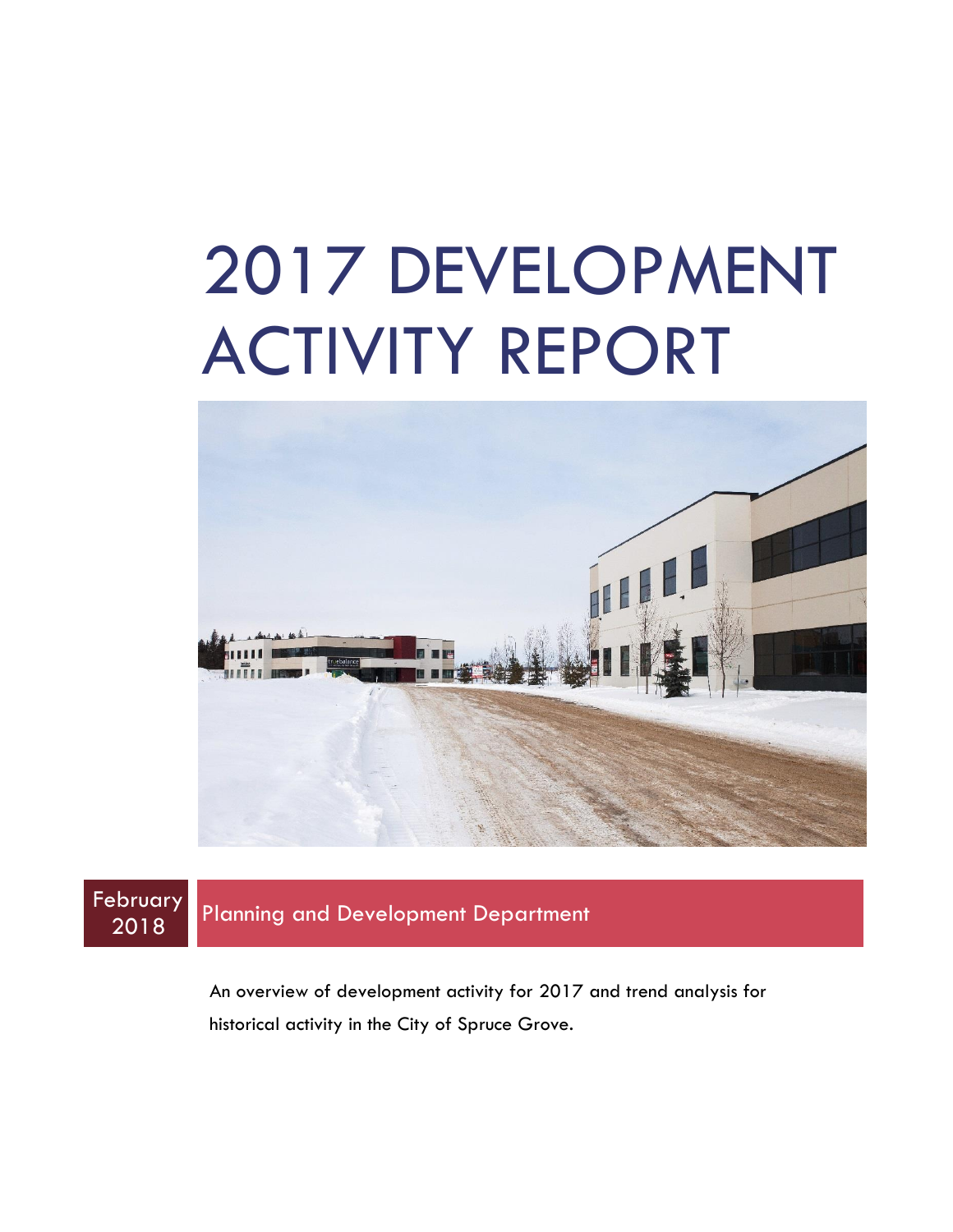# 2017 DEVELOPMENT ACTIVITY REPORT

February 2018

Planning and Development Department

An overview of development activity for 2017 and trend analysis for historical activity in the City of Spruce Grove.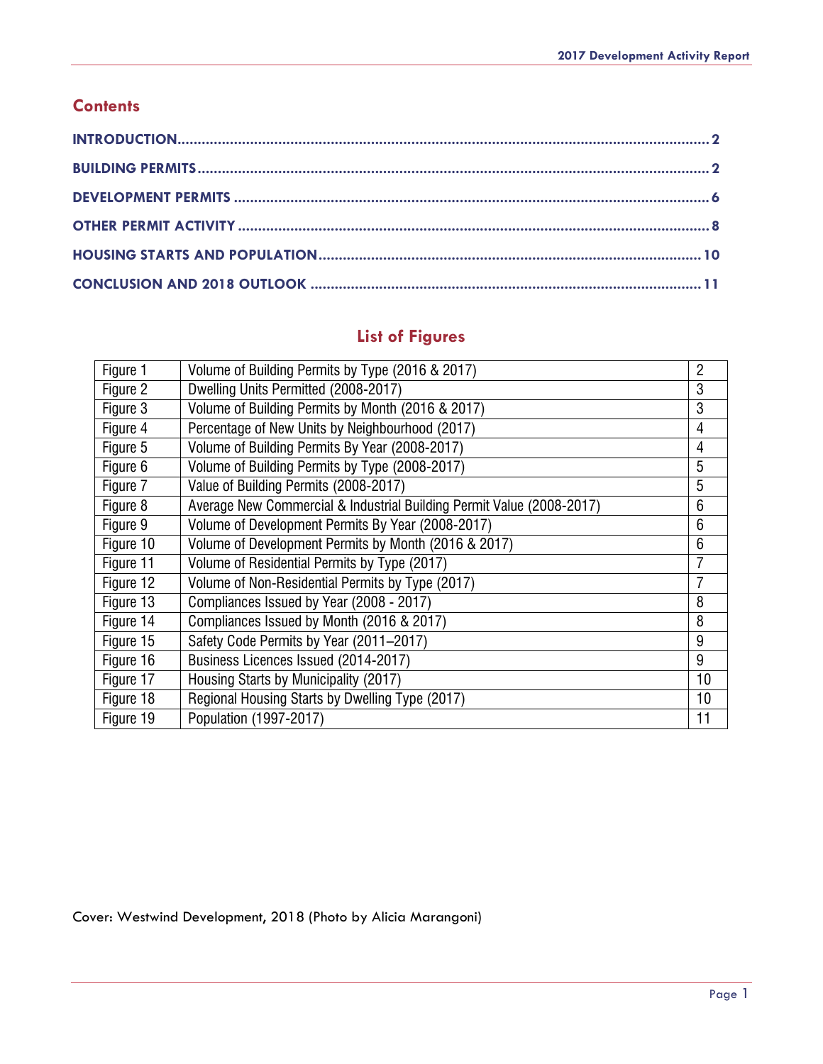## Contents

**INTRODUCTION** .......... **2**

**BUILDING PERMITS** .......... **2**

**DEVELOPMENT PERMITS** .......... **6**

**OTHER PERMIT ACTIVITY** .......... **8**

**HOUSING STARTS AND POPULATION** .......... **10**

**CONCLUSION AND 2018 OUTLOOK** .......... **11**

## List of Figures

| | | |
|---|---|---|
| Figure 1 | Volume of Building Permits by Type (2016 & 2017) | 2 |
| Figure 2 | Dwelling Units Permitted (2008-2017) | 3 |
| Figure 3 | Volume of Building Permits by Month (2016 & 2017) | 3 |
| Figure 4 | Percentage of New Units by Neighbourhood (2017) | 4 |
| Figure 5 | Volume of Building Permits By Year (2008-2017) | 4 |
| Figure 6 | Volume of Building Permits by Type (2008-2017) | 5 |
| Figure 7 | Value of Building Permits (2008-2017) | 5 |
| Figure 8 | Average New Commercial & Industrial Building Permit Value (2008-2017) | 6 |
| Figure 9 | Volume of Development Permits By Year (2008-2017) | 6 |
| Figure 10 | Volume of Development Permits by Month (2016 & 2017) | 6 |
| Figure 11 | Volume of Residential Permits by Type (2017) | 7 |
| Figure 12 | Volume of Non-Residential Permits by Type (2017) | 7 |
| Figure 13 | Compliances Issued by Year (2008 - 2017) | 8 |
| Figure 14 | Compliances Issued by Month (2016 & 2017) | 8 |
| Figure 15 | Safety Code Permits by Year (2011–2017) | 9 |
| Figure 16 | Business Licences Issued (2014-2017) | 9 |
| Figure 17 | Housing Starts by Municipality (2017) | 10 |
| Figure 18 | Regional Housing Starts by Dwelling Type (2017) | 10 |
| Figure 19 | Population (1997-2017) | 11 |

Cover: Westwind Development, 2018 (Photo by Alicia Marangoni)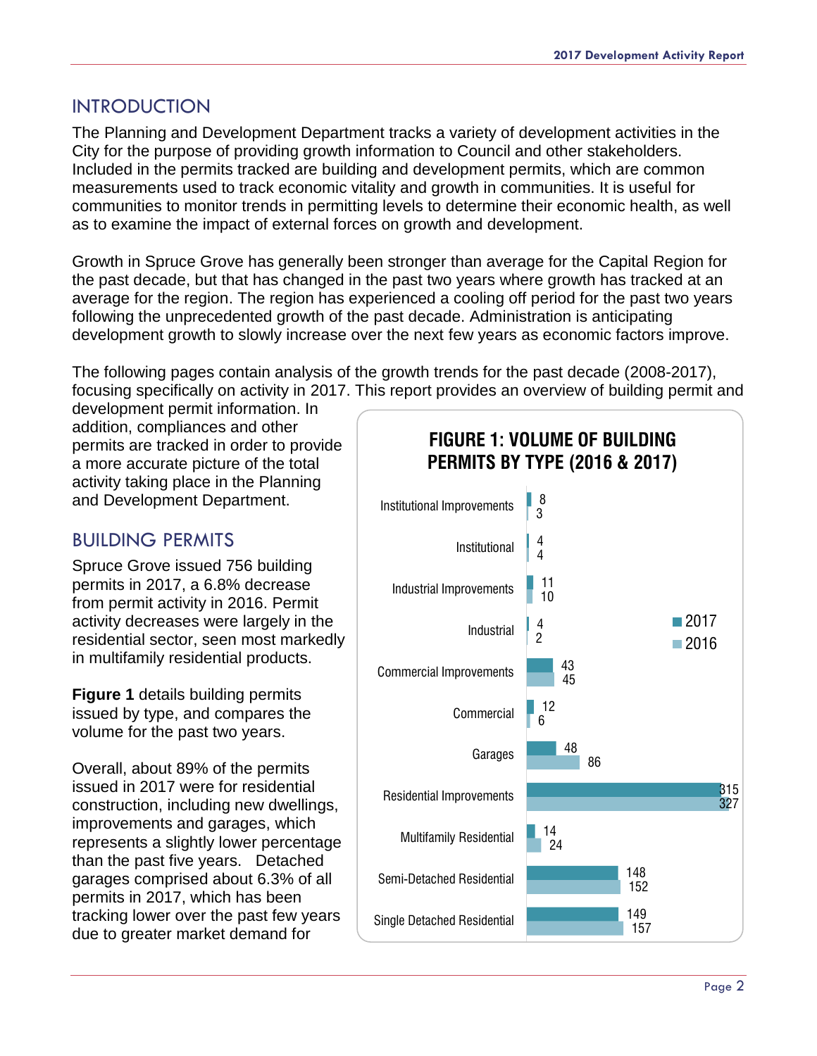## INTRODUCTION

The Planning and Development Department tracks a variety of development activities in the City for the purpose of providing growth information to Council and other stakeholders. Included in the permits tracked are building and development permits, which are common measurements used to track economic vitality and growth in communities. It is useful for communities to monitor trends in permitting levels to determine their economic health, as well as to examine the impact of external forces on growth and development.

Growth in Spruce Grove has generally been stronger than average for the Capital Region for the past decade, but that has changed in the past two years where growth has tracked at an average for the region. The region has experienced a cooling off period for the past two years following the unprecedented growth of the past decade. Administration is anticipating development growth to slowly increase over the next few years as economic factors improve.

The following pages contain analysis of the growth trends for the past decade (2008-2017), focusing specifically on activity in 2017. This report provides an overview of building permit and development permit information. In addition, compliances and other permits are tracked in order to provide a more accurate picture of the total activity taking place in the Planning and Development Department.

## BUILDING PERMITS

Spruce Grove issued 756 building permits in 2017, a 6.8% decrease from permit activity in 2016. Permit activity decreases were largely in the residential sector, seen most markedly in multifamily residential products.

**Figure 1** details building permits issued by type, and compares the volume for the past two years.

Overall, about 89% of the permits issued in 2017 were for residential construction, including new dwellings, improvements and garages, which represents a slightly lower percentage than the past five years. Detached garages comprised about 6.3% of all permits in 2017, which has been tracking lower over the past few years due to greater market demand for

**FIGURE 1: VOLUME OF BUILDING PERMITS BY TYPE (2016 & 2017)**

| Type | 2017 | 2016 |
|---|---|---|
| Institutional Improvements | 8 | 3 |
| Institutional | 4 | 4 |
| Industrial Improvements | 11 | 10 |
| Industrial | 4 | 2 |
| Commercial Improvements | 43 | 45 |
| Commercial | 12 | 6 |
| Garages | 48 | 86 |
| Residential Improvements | 315 | 327 |
| Multifamily Residential | 14 | 24 |
| Semi-Detached Residential | 148 | 152 |
| Single Detached Residential | 149 | 157 |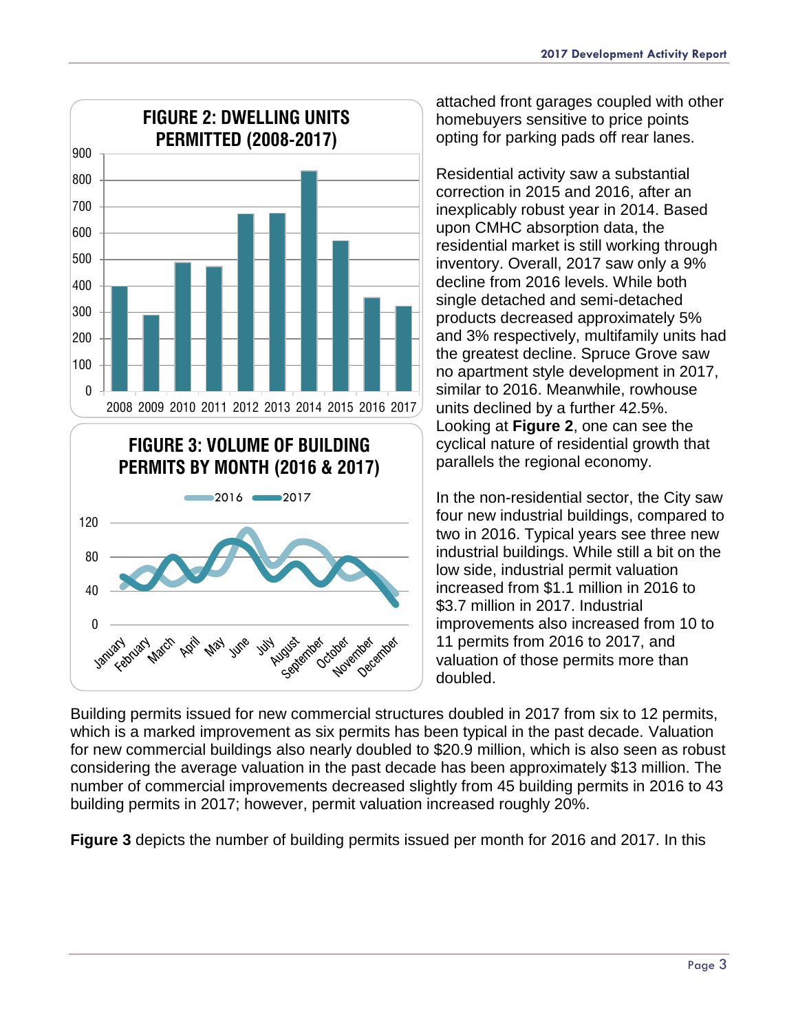**FIGURE 2: DWELLING UNITS PERMITTED (2008-2017)**

**FIGURE 3: VOLUME OF BUILDING PERMITS BY MONTH (2016 & 2017)**

attached front garages coupled with other homebuyers sensitive to price points opting for parking pads off rear lanes.

Residential activity saw a substantial correction in 2015 and 2016, after an inexplicably robust year in 2014. Based upon CMHC absorption data, the residential market is still working through inventory. Overall, 2017 saw only a 9% decline from 2016 levels. While both single detached and semi-detached products decreased approximately 5% and 3% respectively, multifamily units had the greatest decline. Spruce Grove saw no apartment style development in 2017, similar to 2016. Meanwhile, rowhouse units declined by a further 42.5%. Looking at **Figure 2**, one can see the cyclical nature of residential growth that parallels the regional economy.

In the non-residential sector, the City saw four new industrial buildings, compared to two in 2016. Typical years see three new industrial buildings. While still a bit on the low side, industrial permit valuation increased from $1.1 million in 2016 to $3.7 million in 2017. Industrial improvements also increased from 10 to 11 permits from 2016 to 2017, and valuation of those permits more than doubled.

Building permits issued for new commercial structures doubled in 2017 from six to 12 permits, which is a marked improvement as six permits has been typical in the past decade. Valuation for new commercial buildings also nearly doubled to $20.9 million, which is also seen as robust considering the average valuation in the past decade has been approximately $13 million. The number of commercial improvements decreased slightly from 45 building permits in 2016 to 43 building permits in 2017; however, permit valuation increased roughly 20%.

**Figure 3** depicts the number of building permits issued per month for 2016 and 2017. In this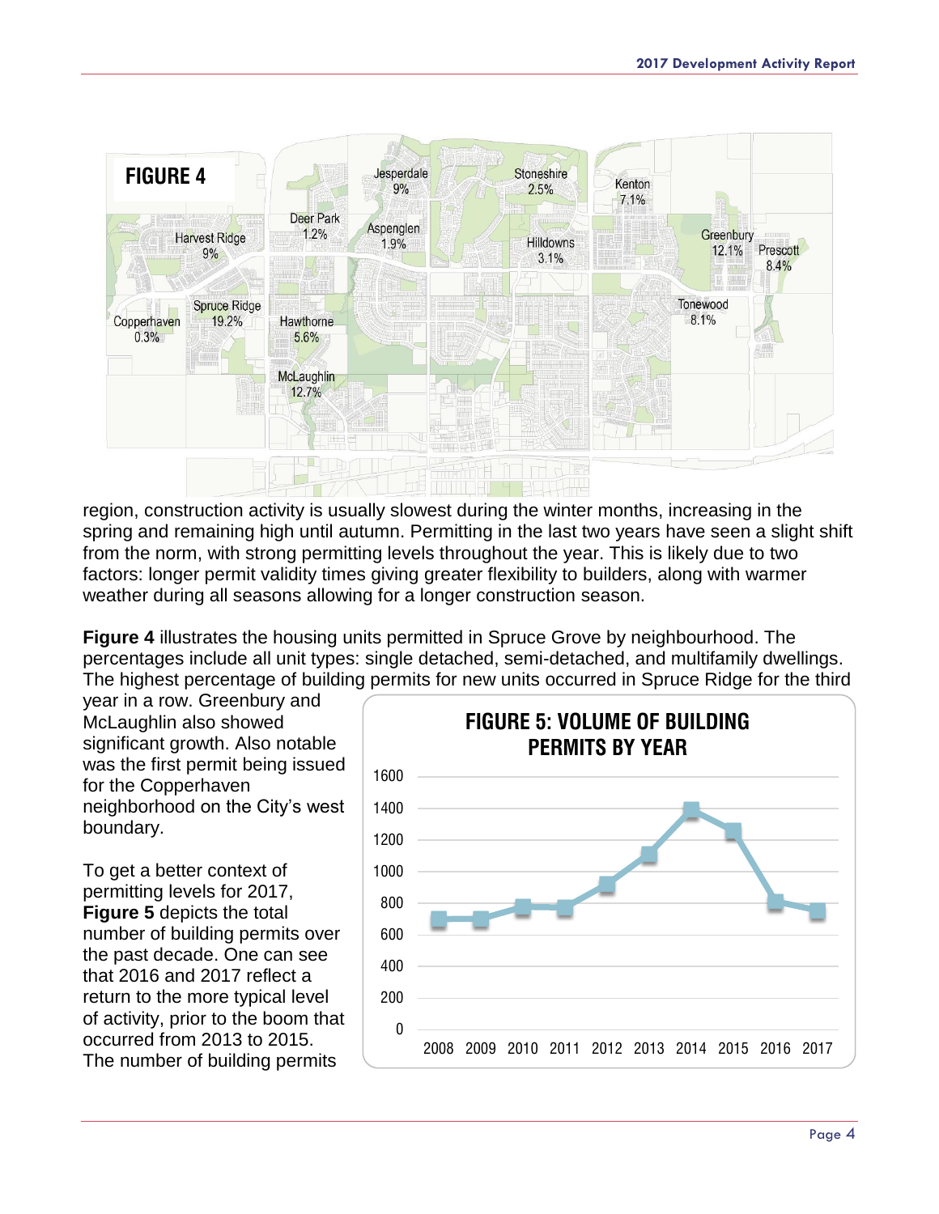**FIGURE 4**

Harvest Ridge 9%
Copperhaven 0.3%
Spruce Ridge 19.2%
Deer Park 1.2%
Hawthorne 5.6%
McLaughlin 12.7%
Jesperdale 9%
Aspenglen 1.9%
Stoneshire 2.5%
Hilldowns 3.1%
Kenton 7.1%
Greenbury 12.1%
Prescott 8.4%
Tonewood 8.1%

region, construction activity is usually slowest during the winter months, increasing in the spring and remaining high until autumn. Permitting in the last two years have seen a slight shift from the norm, with strong permitting levels throughout the year. This is likely due to two factors: longer permit validity times giving greater flexibility to builders, along with warmer weather during all seasons allowing for a longer construction season.

**Figure 4** illustrates the housing units permitted in Spruce Grove by neighbourhood. The percentages include all unit types: single detached, semi-detached, and multifamily dwellings. The highest percentage of building permits for new units occurred in Spruce Ridge for the third year in a row. Greenbury and McLaughlin also showed significant growth. Also notable was the first permit being issued for the Copperhaven neighborhood on the City's west boundary.

To get a better context of permitting levels for 2017, **Figure 5** depicts the total number of building permits over the past decade. One can see that 2016 and 2017 reflect a return to the more typical level of activity, prior to the boom that occurred from 2013 to 2015. The number of building permits

**FIGURE 5: VOLUME OF BUILDING PERMITS BY YEAR**

(Line chart: y-axis 0–1600; x-axis 2008–2017)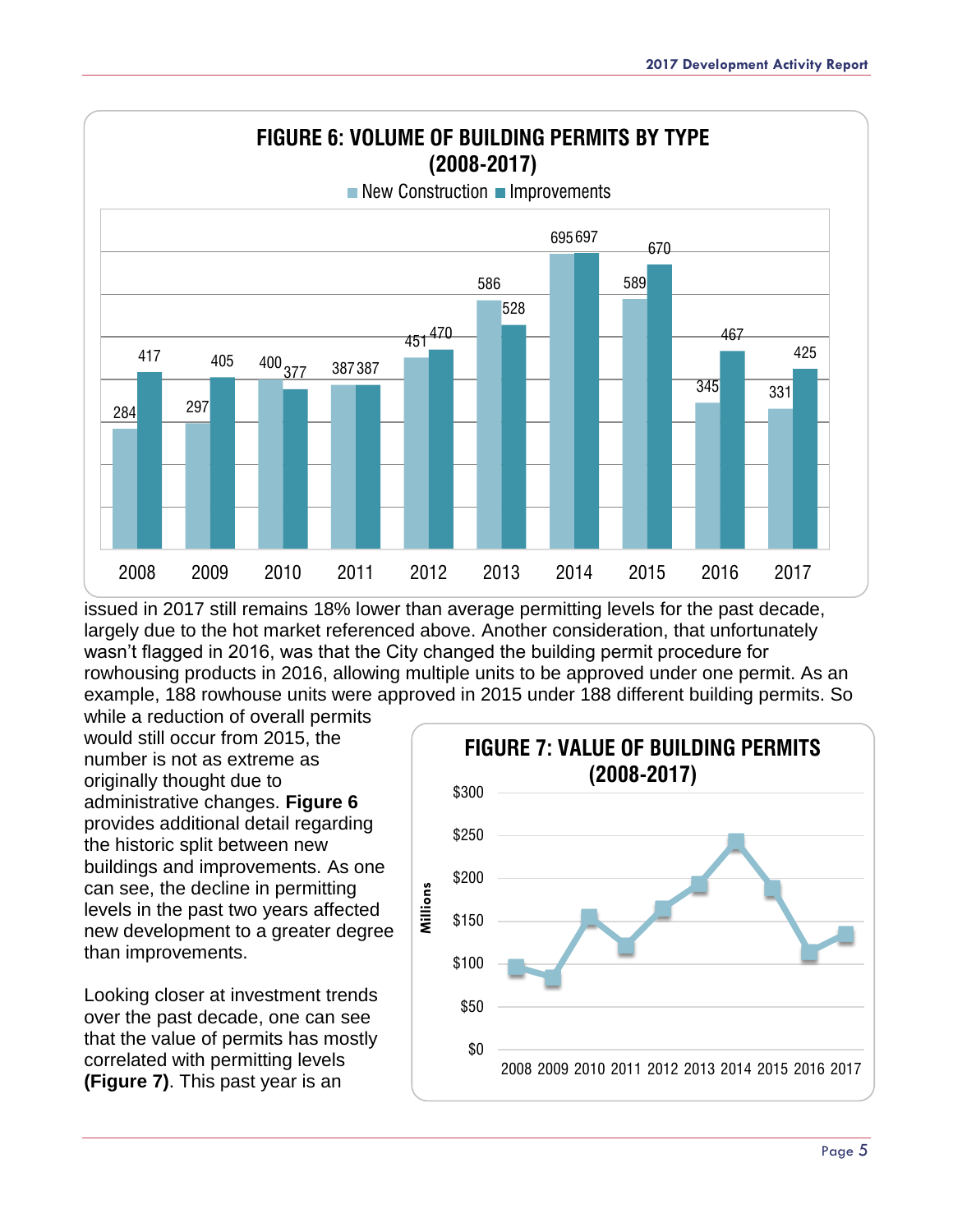**FIGURE 6: VOLUME OF BUILDING PERMITS BY TYPE (2008-2017)**

| Year | New Construction | Improvements |
|---|---|---|
| 2008 | 284 | 417 |
| 2009 | 297 | 405 |
| 2010 | 400 | 377 |
| 2011 | 387 | 387 |
| 2012 | 451 | 470 |
| 2013 | 586 | 528 |
| 2014 | 695 | 697 |
| 2015 | 589 | 670 |
| 2016 | 345 | 467 |
| 2017 | 331 | 425 |

issued in 2017 still remains 18% lower than average permitting levels for the past decade, largely due to the hot market referenced above. Another consideration, that unfortunately wasn't flagged in 2016, was that the City changed the building permit procedure for rowhousing products in 2016, allowing multiple units to be approved under one permit. As an example, 188 rowhouse units were approved in 2015 under 188 different building permits. So while a reduction of overall permits would still occur from 2015, the number is not as extreme as originally thought due to administrative changes. **Figure 6** provides additional detail regarding the historic split between new buildings and improvements. As one can see, the decline in permitting levels in the past two years affected new development to a greater degree than improvements.

Looking closer at investment trends over the past decade, one can see that the value of permits has mostly correlated with permitting levels **(Figure 7)**. This past year is an

**FIGURE 7: VALUE OF BUILDING PERMITS (2008-2017)**

(Millions; y-axis $0 to $300; x-axis 2008 2009 2010 2011 2012 2013 2014 2015 2016 2017)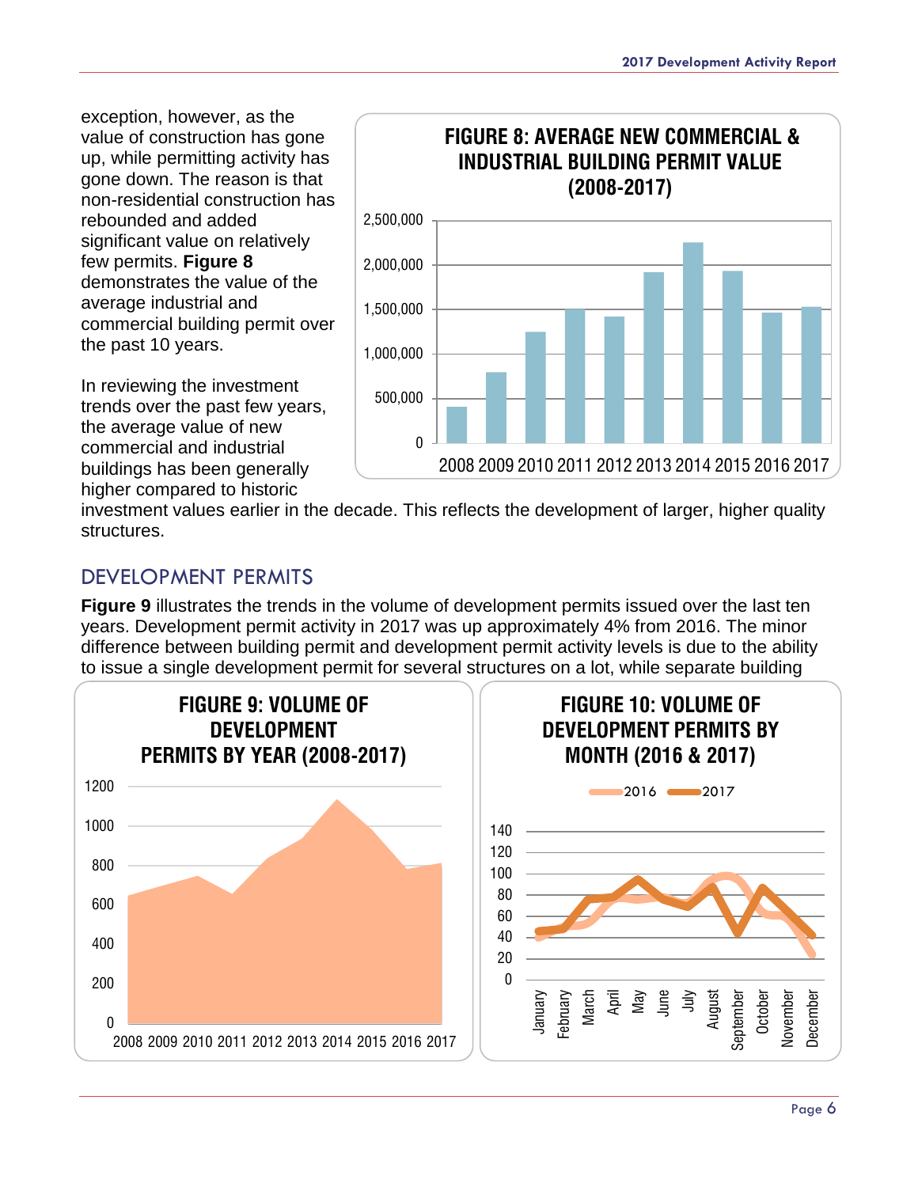exception, however, as the value of construction has gone up, while permitting activity has gone down. The reason is that non-residential construction has rebounded and added significant value on relatively few permits. **Figure 8** demonstrates the value of the average industrial and commercial building permit over the past 10 years.

**FIGURE 8: AVERAGE NEW COMMERCIAL & INDUSTRIAL BUILDING PERMIT VALUE (2008-2017)**

In reviewing the investment trends over the past few years, the average value of new commercial and industrial buildings has been generally higher compared to historic investment values earlier in the decade. This reflects the development of larger, higher quality structures.

## DEVELOPMENT PERMITS

**Figure 9** illustrates the trends in the volume of development permits issued over the last ten years. Development permit activity in 2017 was up approximately 4% from 2016. The minor difference between building permit and development permit activity levels is due to the ability to issue a single development permit for several structures on a lot, while separate building

**FIGURE 9: VOLUME OF DEVELOPMENT PERMITS BY YEAR (2008-2017)**

**FIGURE 10: VOLUME OF DEVELOPMENT PERMITS BY MONTH (2016 & 2017)**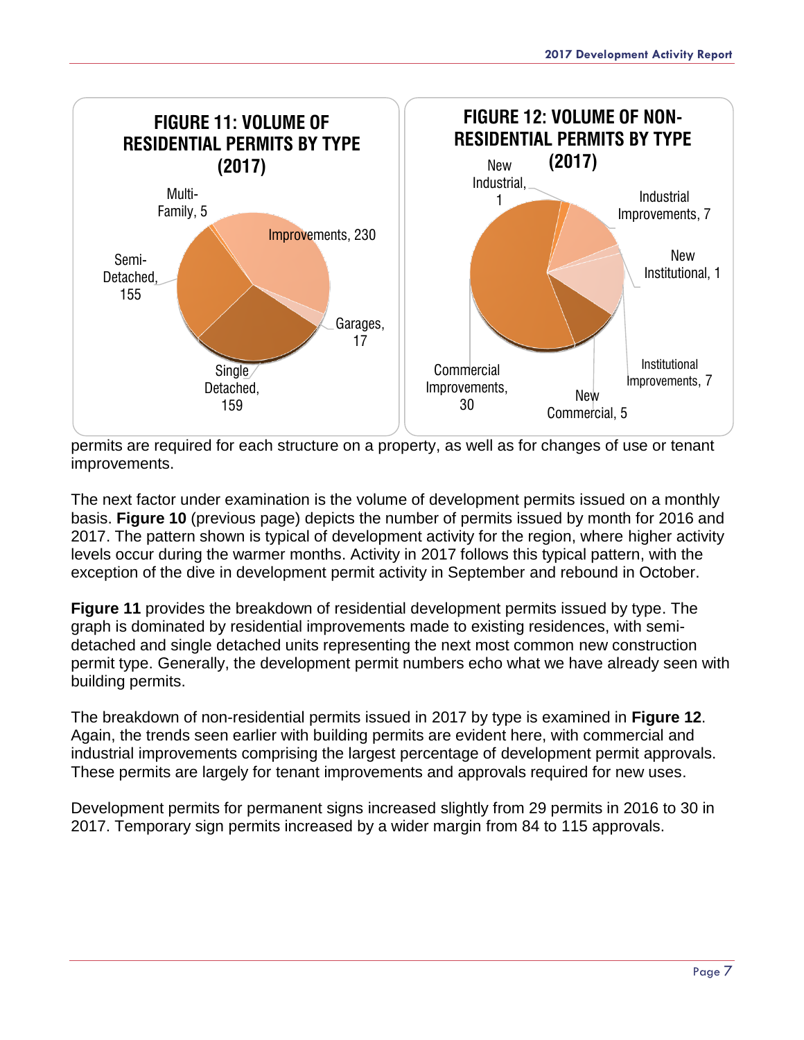**FIGURE 11: VOLUME OF RESIDENTIAL PERMITS BY TYPE (2017)**

| Type | Permits |
|---|---|
| Improvements | 230 |
| Garages | 17 |
| Single Detached | 159 |
| Semi-Detached | 155 |
| Multi-Family | 5 |

**FIGURE 12: VOLUME OF NON-RESIDENTIAL PERMITS BY TYPE (2017)**

| Type | Permits |
|---|---|
| New Industrial | 1 |
| Industrial Improvements | 7 |
| New Institutional | 1 |
| Institutional Improvements | 7 |
| New Commercial | 5 |
| Commercial Improvements | 30 |

permits are required for each structure on a property, as well as for changes of use or tenant improvements.

The next factor under examination is the volume of development permits issued on a monthly basis. **Figure 10** (previous page) depicts the number of permits issued by month for 2016 and 2017. The pattern shown is typical of development activity for the region, where higher activity levels occur during the warmer months. Activity in 2017 follows this typical pattern, with the exception of the dive in development permit activity in September and rebound in October.

**Figure 11** provides the breakdown of residential development permits issued by type. The graph is dominated by residential improvements made to existing residences, with semi-detached and single detached units representing the next most common new construction permit type. Generally, the development permit numbers echo what we have already seen with building permits.

The breakdown of non-residential permits issued in 2017 by type is examined in **Figure 12**. Again, the trends seen earlier with building permits are evident here, with commercial and industrial improvements comprising the largest percentage of development permit approvals. These permits are largely for tenant improvements and approvals required for new uses.

Development permits for permanent signs increased slightly from 29 permits in 2016 to 30 in 2017. Temporary sign permits increased by a wider margin from 84 to 115 approvals.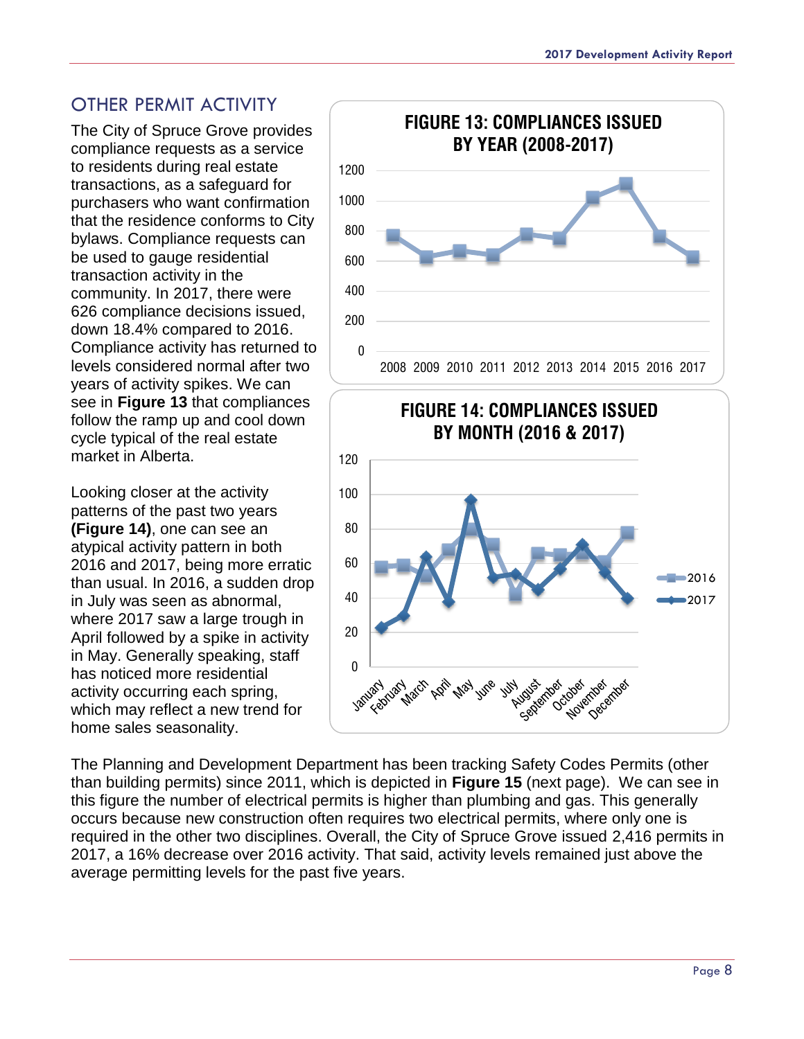## OTHER PERMIT ACTIVITY

The City of Spruce Grove provides compliance requests as a service to residents during real estate transactions, as a safeguard for purchasers who want confirmation that the residence conforms to City bylaws. Compliance requests can be used to gauge residential transaction activity in the community. In 2017, there were 626 compliance decisions issued, down 18.4% compared to 2016. Compliance activity has returned to levels considered normal after two years of activity spikes. We can see in **Figure 13** that compliances follow the ramp up and cool down cycle typical of the real estate market in Alberta.

Looking closer at the activity patterns of the past two years **(Figure 14)**, one can see an atypical activity pattern in both 2016 and 2017, being more erratic than usual. In 2016, a sudden drop in July was seen as abnormal, where 2017 saw a large trough in April followed by a spike in activity in May. Generally speaking, staff has noticed more residential activity occurring each spring, which may reflect a new trend for home sales seasonality.

**FIGURE 13: COMPLIANCES ISSUED BY YEAR (2008-2017)**

**FIGURE 14: COMPLIANCES ISSUED BY MONTH (2016 & 2017)**

The Planning and Development Department has been tracking Safety Codes Permits (other than building permits) since 2011, which is depicted in **Figure 15** (next page). We can see in this figure the number of electrical permits is higher than plumbing and gas. This generally occurs because new construction often requires two electrical permits, where only one is required in the other two disciplines. Overall, the City of Spruce Grove issued 2,416 permits in 2017, a 16% decrease over 2016 activity. That said, activity levels remained just above the average permitting levels for the past five years.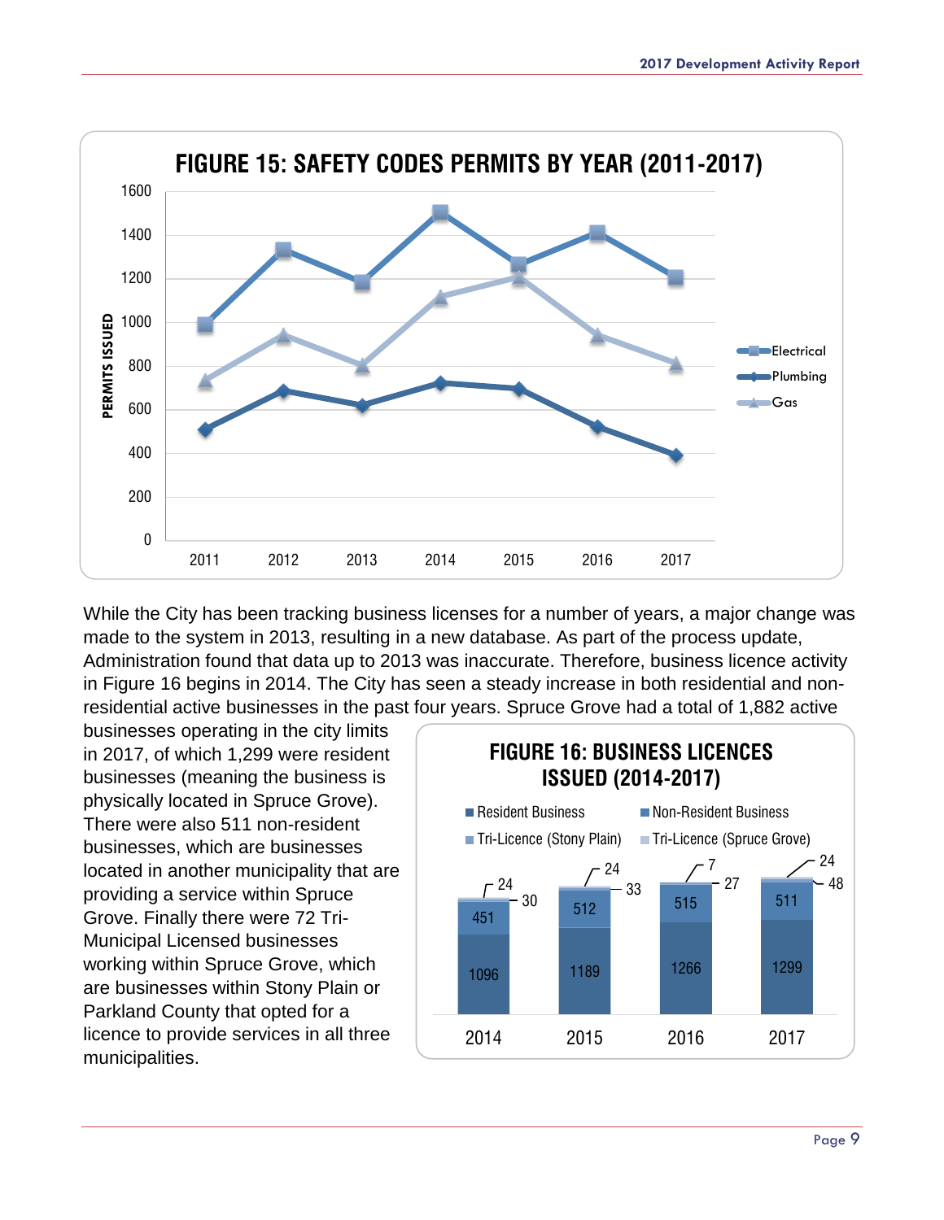## FIGURE 15: SAFETY CODES PERMITS BY YEAR (2011-2017)

While the City has been tracking business licenses for a number of years, a major change was made to the system in 2013, resulting in a new database. As part of the process update, Administration found that data up to 2013 was inaccurate. Therefore, business licence activity in Figure 16 begins in 2014. The City has seen a steady increase in both residential and non-residential active businesses in the past four years. Spruce Grove had a total of 1,882 active businesses operating in the city limits in 2017, of which 1,299 were resident businesses (meaning the business is physically located in Spruce Grove). There were also 511 non-resident businesses, which are businesses located in another municipality that are providing a service within Spruce Grove. Finally there were 72 Tri-Municipal Licensed businesses working within Spruce Grove, which are businesses within Stony Plain or Parkland County that opted for a licence to provide services in all three municipalities.

## FIGURE 16: BUSINESS LICENCES ISSUED (2014-2017)

| Year | Resident Business | Non-Resident Business | Tri-Licence (Stony Plain) | Tri-Licence (Spruce Grove) |
|---|---|---|---|---|
| 2014 | 1096 | 451 | 24 | 30 |
| 2015 | 1189 | 512 | 24 | 33 |
| 2016 | 1266 | 515 | 7 | 27 |
| 2017 | 1299 | 511 | 24 | 48 |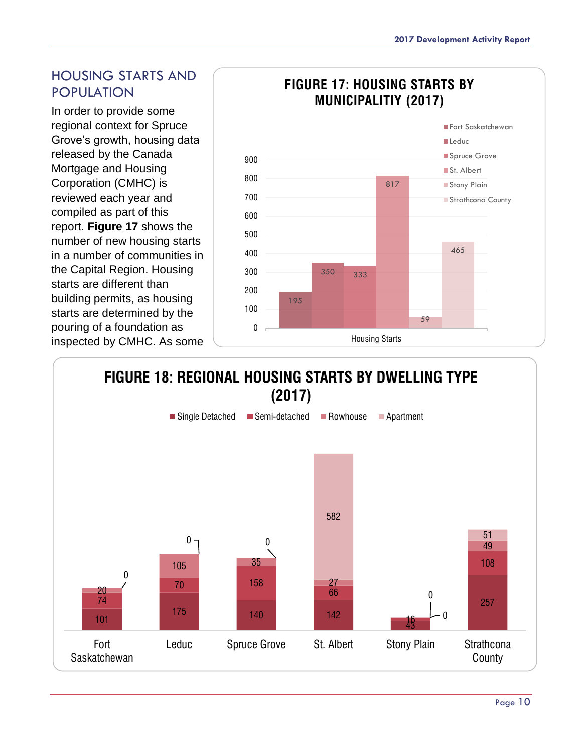## HOUSING STARTS AND POPULATION

In order to provide some regional context for Spruce Grove's growth, housing data released by the Canada Mortgage and Housing Corporation (CMHC) is reviewed each year and compiled as part of this report. **Figure 17** shows the number of new housing starts in a number of communities in the Capital Region. Housing starts are different than building permits, as housing starts are determined by the pouring of a foundation as inspected by CMHC. As some

**FIGURE 17: HOUSING STARTS BY MUNICIPALITIY (2017)**

| Municipality | Housing Starts |
|---|---|
| Fort Saskatchewan | 195 |
| Leduc | 350 |
| Spruce Grove | 333 |
| St. Albert | 817 |
| Stony Plain | 59 |
| Strathcona County | 465 |

**FIGURE 18: REGIONAL HOUSING STARTS BY DWELLING TYPE (2017)**

| Municipality | Single Detached | Semi-detached | Rowhouse | Apartment |
|---|---|---|---|---|
| Fort Saskatchewan | 101 | 74 | 20 | 0 |
| Leduc | 175 | 70 | 105 | 0 |
| Spruce Grove | 140 | 158 | 35 | 0 |
| St. Albert | 142 | 66 | 27 | 582 |
| Stony Plain | 43 | 16 | 0 | 0 |
| Strathcona County | 257 | 108 | 49 | 51 |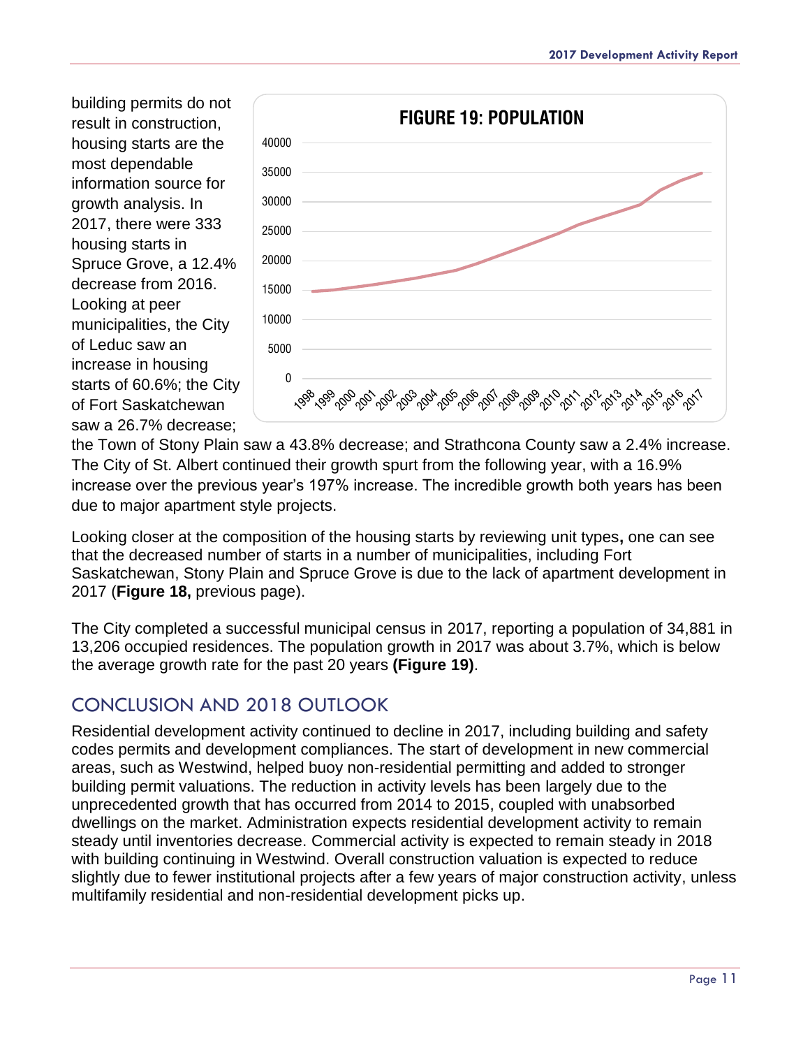building permits do not result in construction, housing starts are the most dependable information source for growth analysis. In 2017, there were 333 housing starts in Spruce Grove, a 12.4% decrease from 2016. Looking at peer municipalities, the City of Leduc saw an increase in housing starts of 60.6%; the City of Fort Saskatchewan saw a 26.7% decrease; the Town of Stony Plain saw a 43.8% decrease; and Strathcona County saw a 2.4% increase. The City of St. Albert continued their growth spurt from the following year, with a 16.9% increase over the previous year's 197% increase. The incredible growth both years has been due to major apartment style projects.

**FIGURE 19: POPULATION**

40000
35000
30000
25000
20000
15000
10000
5000
0

1998 1999 2000 2001 2002 2003 2004 2005 2006 2007 2008 2009 2010 2011 2012 2013 2014 2015 2016 2017

Looking closer at the composition of the housing starts by reviewing unit types**,** one can see that the decreased number of starts in a number of municipalities, including Fort Saskatchewan, Stony Plain and Spruce Grove is due to the lack of apartment development in 2017 (**Figure 18,** previous page).

The City completed a successful municipal census in 2017, reporting a population of 34,881 in 13,206 occupied residences. The population growth in 2017 was about 3.7%, which is below the average growth rate for the past 20 years **(Figure 19)**.

## CONCLUSION AND 2018 OUTLOOK

Residential development activity continued to decline in 2017, including building and safety codes permits and development compliances. The start of development in new commercial areas, such as Westwind, helped buoy non-residential permitting and added to stronger building permit valuations. The reduction in activity levels has been largely due to the unprecedented growth that has occurred from 2014 to 2015, coupled with unabsorbed dwellings on the market. Administration expects residential development activity to remain steady until inventories decrease. Commercial activity is expected to remain steady in 2018 with building continuing in Westwind. Overall construction valuation is expected to reduce slightly due to fewer institutional projects after a few years of major construction activity, unless multifamily residential and non-residential development picks up.